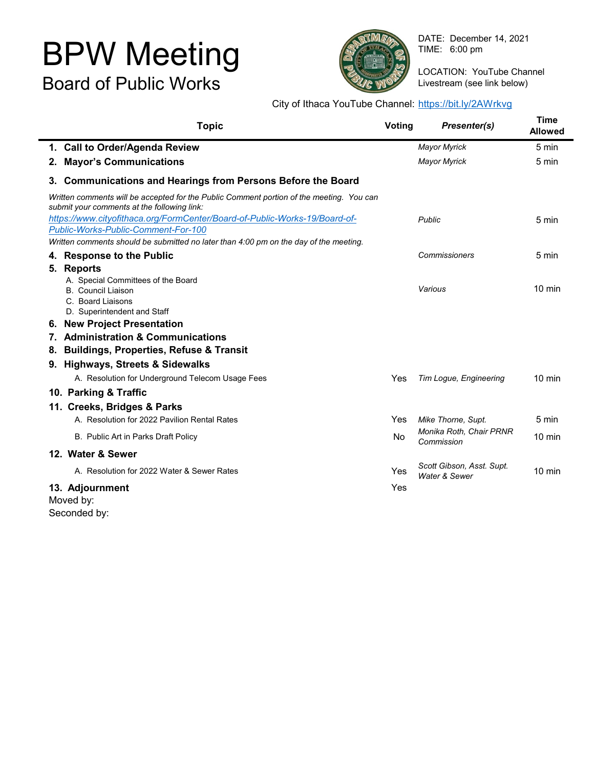# BPW Meeting

## Board of Public Works

DATE: December 14, 2021
TIME: 6:00 pm

LOCATION: YouTube Channel Livestream (see link below)

City of Ithaca YouTube Channel: https://bit.ly/2AWrkvg

| Topic | Voting | Presenter(s) | Time Allowed |
|---|---|---|---|
| **1. Call to Order/Agenda Review** | | *Mayor Myrick* | 5 min |
| **2. Mayor's Communications** | | *Mayor Myrick* | 5 min |
| **3. Communications and Hearings from Persons Before the Board** | | | |
| *Written comments will be accepted for the Public Comment portion of the meeting. You can submit your comments at the following link: https://www.cityofithaca.org/FormCenter/Board-of-Public-Works-19/Board-of-Public-Works-Public-Comment-For-100 Written comments should be submitted no later than 4:00 pm on the day of the meeting.* | | *Public* | 5 min |
| **4. Response to the Public** | | *Commissioners* | 5 min |
| **5. Reports** A. Special Committees of the Board B. Council Liaison C. Board Liaisons D. Superintendent and Staff | | *Various* | 10 min |
| **6. New Project Presentation** | | | |
| **7. Administration & Communications** | | | |
| **8. Buildings, Properties, Refuse & Transit** | | | |
| **9. Highways, Streets & Sidewalks** | | | |
| A. Resolution for Underground Telecom Usage Fees | Yes | *Tim Logue, Engineering* | 10 min |
| **10. Parking & Traffic** | | | |
| **11. Creeks, Bridges & Parks** | | | |
| A. Resolution for 2022 Pavilion Rental Rates | Yes | *Mike Thorne, Supt.* | 5 min |
| B. Public Art in Parks Draft Policy | No | *Monika Roth, Chair PRNR Commission* | 10 min |
| **12. Water & Sewer** | | | |
| A. Resolution for 2022 Water & Sewer Rates | Yes | *Scott Gibson, Asst. Supt. Water & Sewer* | 10 min |
| **13. Adjournment** | Yes | | |

Moved by:
Seconded by: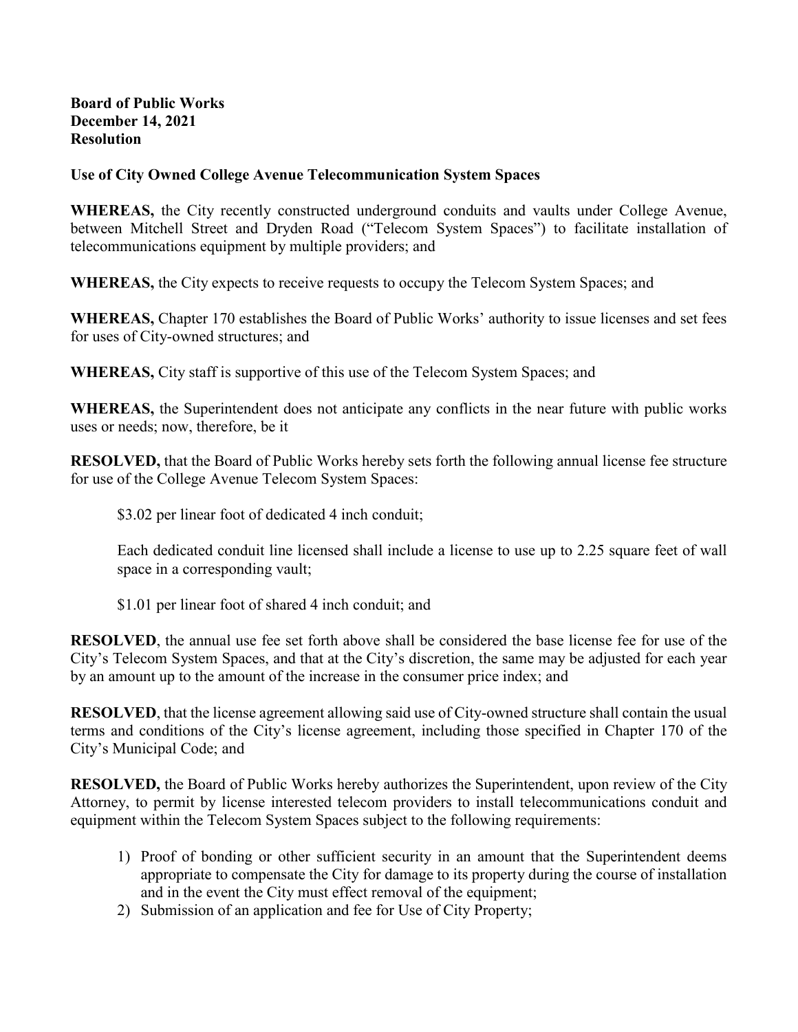**Board of Public Works**
**December 14, 2021**
**Resolution**

**Use of City Owned College Avenue Telecommunication System Spaces**

**WHEREAS,** the City recently constructed underground conduits and vaults under College Avenue, between Mitchell Street and Dryden Road ("Telecom System Spaces") to facilitate installation of telecommunications equipment by multiple providers; and

**WHEREAS,** the City expects to receive requests to occupy the Telecom System Spaces; and

**WHEREAS,** Chapter 170 establishes the Board of Public Works' authority to issue licenses and set fees for uses of City-owned structures; and

**WHEREAS,** City staff is supportive of this use of the Telecom System Spaces; and

**WHEREAS,** the Superintendent does not anticipate any conflicts in the near future with public works uses or needs; now, therefore, be it

**RESOLVED,** that the Board of Public Works hereby sets forth the following annual license fee structure for use of the College Avenue Telecom System Spaces:

> $3.02 per linear foot of dedicated 4 inch conduit;
>
> Each dedicated conduit line licensed shall include a license to use up to 2.25 square feet of wall space in a corresponding vault;
>
> $1.01 per linear foot of shared 4 inch conduit; and

**RESOLVED**, the annual use fee set forth above shall be considered the base license fee for use of the City's Telecom System Spaces, and that at the City's discretion, the same may be adjusted for each year by an amount up to the amount of the increase in the consumer price index; and

**RESOLVED**, that the license agreement allowing said use of City-owned structure shall contain the usual terms and conditions of the City's license agreement, including those specified in Chapter 170 of the City's Municipal Code; and

**RESOLVED,** the Board of Public Works hereby authorizes the Superintendent, upon review of the City Attorney, to permit by license interested telecom providers to install telecommunications conduit and equipment within the Telecom System Spaces subject to the following requirements:

1) Proof of bonding or other sufficient security in an amount that the Superintendent deems appropriate to compensate the City for damage to its property during the course of installation and in the event the City must effect removal of the equipment;
2) Submission of an application and fee for Use of City Property;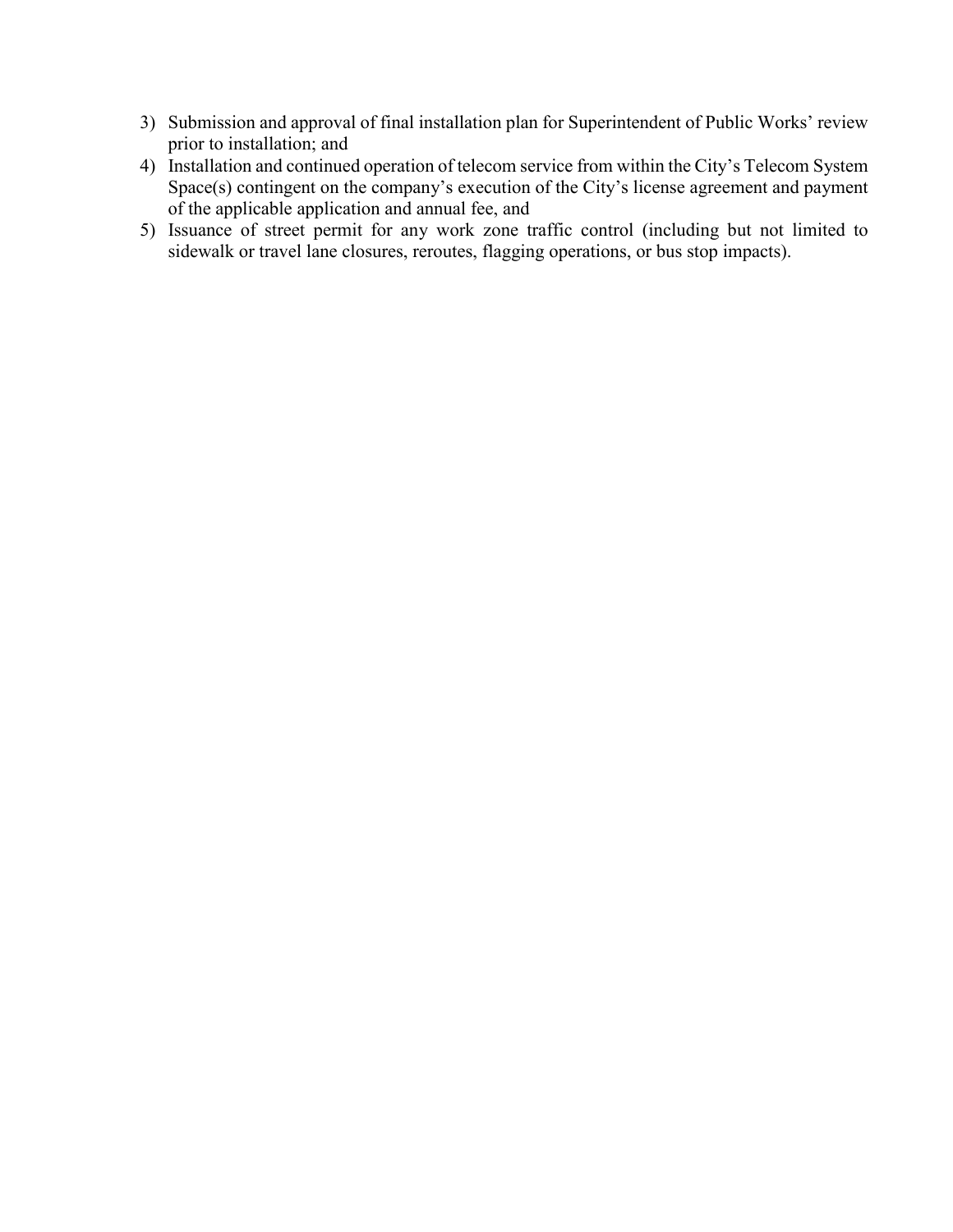3) Submission and approval of final installation plan for Superintendent of Public Works' review prior to installation; and
4) Installation and continued operation of telecom service from within the City's Telecom System Space(s) contingent on the company's execution of the City's license agreement and payment of the applicable application and annual fee, and
5) Issuance of street permit for any work zone traffic control (including but not limited to sidewalk or travel lane closures, reroutes, flagging operations, or bus stop impacts).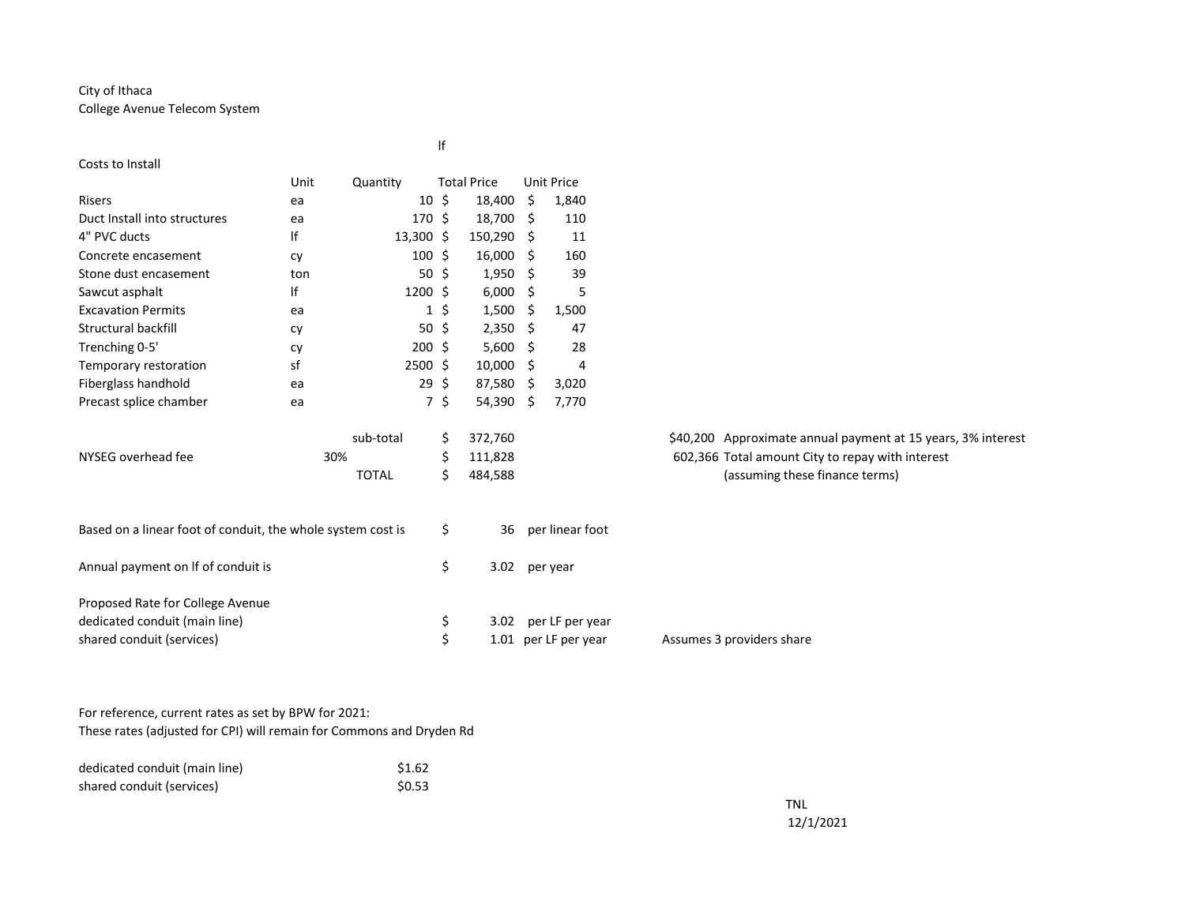City of Ithaca
College Avenue Telecom System

Costs to Install

| | Unit | Quantity | Total Price | Unit Price |
|---|---|---|---|---|
| | | | lf | |
| Risers | ea | 10 | $ 18,400 | $ 1,840 |
| Duct Install into structures | ea | 170 | $ 18,700 | $ 110 |
| 4" PVC ducts | lf | 13,300 | $ 150,290 | $ 11 |
| Concrete encasement | cy | 100 | $ 16,000 | $ 160 |
| Stone dust encasement | ton | 50 | $ 1,950 | $ 39 |
| Sawcut asphalt | lf | 1200 | $ 6,000 | $ 5 |
| Excavation Permits | ea | 1 | $ 1,500 | $ 1,500 |
| Structural backfill | cy | 50 | $ 2,350 | $ 47 |
| Trenching 0-5' | cy | 200 | $ 5,600 | $ 28 |
| Temporary restoration | sf | 2500 | $ 10,000 | $ 4 |
| Fiberglass handhold | ea | 29 | $ 87,580 | $ 3,020 |
| Precast splice chamber | ea | 7 | $ 54,390 | $ 7,770 |
| | | sub-total | $ 372,760 | |
| NYSEG overhead fee | 30% | | $ 111,828 | |
| | | TOTAL | $ 484,588 | |

$40,200 Approximate annual payment at 15 years, 3% interest
602,366 Total amount City to repay with interest
(assuming these finance terms)

Based on a linear foot of conduit, the whole system cost is $ 36 per linear foot

Annual payment on lf of conduit is $ 3.02 per year

Proposed Rate for College Avenue

| | | | |
|---|---|---|---|
| dedicated conduit (main line) | $ 3.02 | per LF per year | |
| shared conduit (services) | $ 1.01 | per LF per year | Assumes 3 providers share |

For reference, current rates as set by BPW for 2021:
These rates (adjusted for CPI) will remain for Commons and Dryden Rd

| | |
|---|---|
| dedicated conduit (main line) | $1.62 |
| shared conduit (services) | $0.53 |

TNL
12/1/2021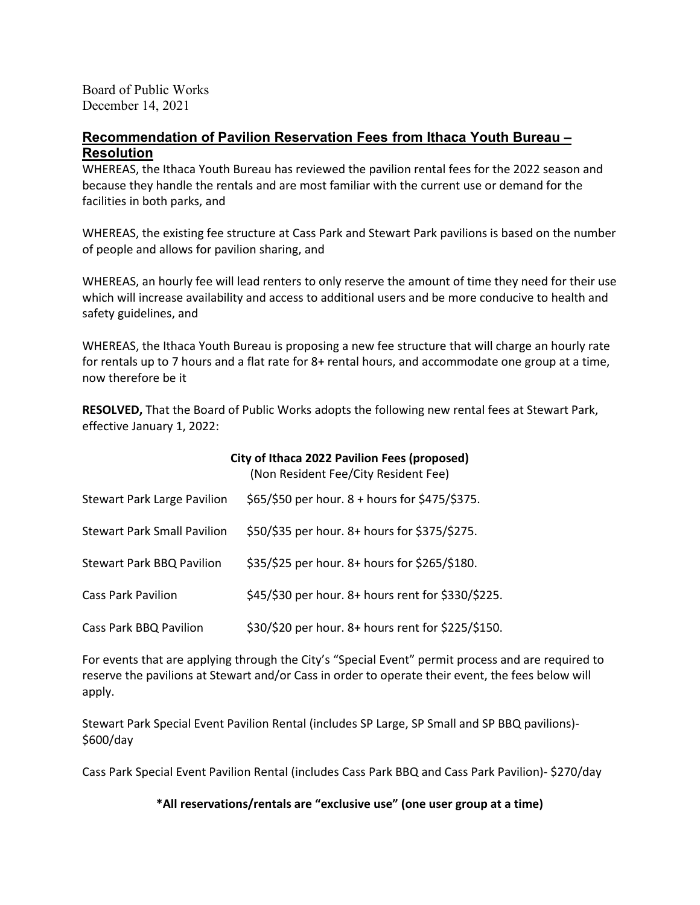Board of Public Works
December 14, 2021

## Recommendation of Pavilion Reservation Fees from Ithaca Youth Bureau – Resolution

WHEREAS, the Ithaca Youth Bureau has reviewed the pavilion rental fees for the 2022 season and because they handle the rentals and are most familiar with the current use or demand for the facilities in both parks, and

WHEREAS, the existing fee structure at Cass Park and Stewart Park pavilions is based on the number of people and allows for pavilion sharing, and

WHEREAS, an hourly fee will lead renters to only reserve the amount of time they need for their use which will increase availability and access to additional users and be more conducive to health and safety guidelines, and

WHEREAS, the Ithaca Youth Bureau is proposing a new fee structure that will charge an hourly rate for rentals up to 7 hours and a flat rate for 8+ rental hours, and accommodate one group at a time, now therefore be it

**RESOLVED,** That the Board of Public Works adopts the following new rental fees at Stewart Park, effective January 1, 2022:

**City of Ithaca 2022 Pavilion Fees (proposed)**
(Non Resident Fee/City Resident Fee)

| | |
|---|---|
| Stewart Park Large Pavilion | \$65/\$50 per hour. 8 + hours for \$475/\$375. |
| Stewart Park Small Pavilion | \$50/\$35 per hour. 8+ hours for \$375/\$275. |
| Stewart Park BBQ Pavilion | \$35/\$25 per hour. 8+ hours for \$265/\$180. |
| Cass Park Pavilion | \$45/\$30 per hour. 8+ hours rent for \$330/\$225. |
| Cass Park BBQ Pavilion | \$30/\$20 per hour. 8+ hours rent for \$225/\$150. |

For events that are applying through the City's "Special Event" permit process and are required to reserve the pavilions at Stewart and/or Cass in order to operate their event, the fees below will apply.

Stewart Park Special Event Pavilion Rental (includes SP Large, SP Small and SP BBQ pavilions)- \$600/day

Cass Park Special Event Pavilion Rental (includes Cass Park BBQ and Cass Park Pavilion)- \$270/day

**\*All reservations/rentals are "exclusive use" (one user group at a time)**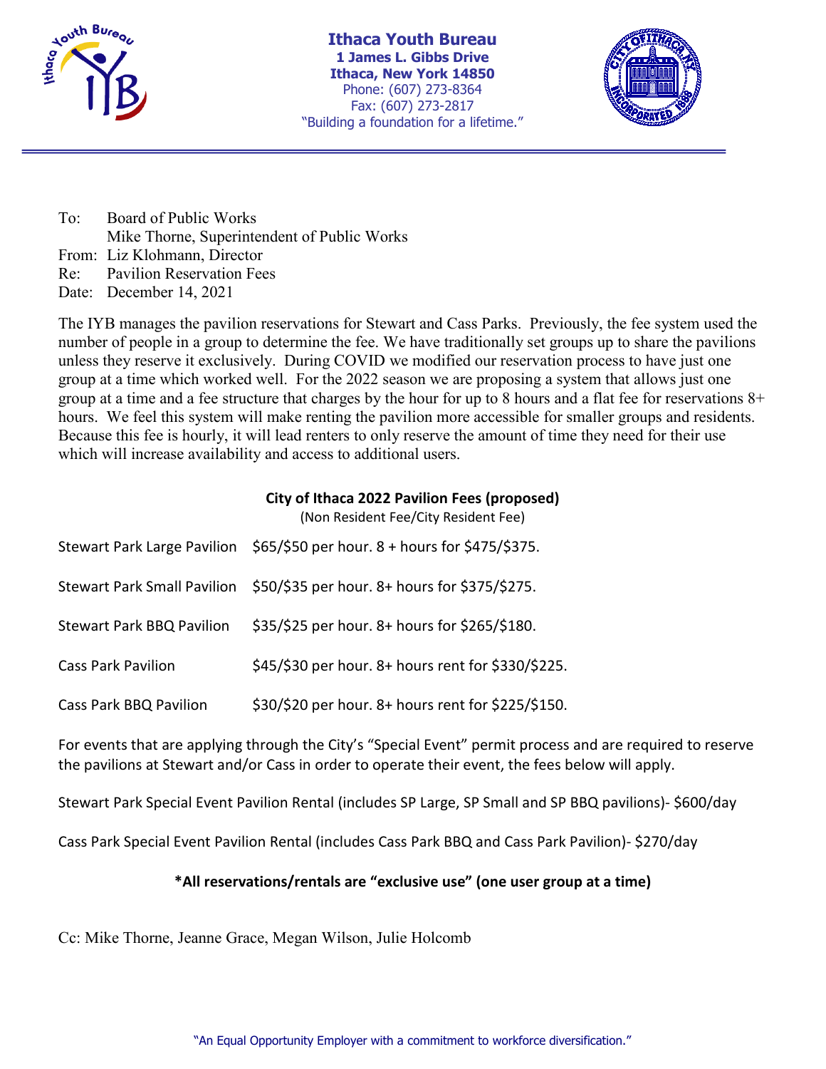**Ithaca Youth Bureau**
**1 James L. Gibbs Drive**
**Ithaca, New York 14850**
Phone: (607) 273-8364
Fax: (607) 273-2817
"Building a foundation for a lifetime."

To: Board of Public Works
Mike Thorne, Superintendent of Public Works
From: Liz Klohmann, Director
Re: Pavilion Reservation Fees
Date: December 14, 2021

The IYB manages the pavilion reservations for Stewart and Cass Parks. Previously, the fee system used the number of people in a group to determine the fee. We have traditionally set groups up to share the pavilions unless they reserve it exclusively. During COVID we modified our reservation process to have just one group at a time which worked well. For the 2022 season we are proposing a system that allows just one group at a time and a fee structure that charges by the hour for up to 8 hours and a flat fee for reservations 8+ hours. We feel this system will make renting the pavilion more accessible for smaller groups and residents. Because this fee is hourly, it will lead renters to only reserve the amount of time they need for their use which will increase availability and access to additional users.

**City of Ithaca 2022 Pavilion Fees (proposed)**
(Non Resident Fee/City Resident Fee)

| | |
|---|---|
| Stewart Park Large Pavilion | $65/$50 per hour. 8 + hours for $475/$375. |
| Stewart Park Small Pavilion | $50/$35 per hour. 8+ hours for $375/$275. |
| Stewart Park BBQ Pavilion | $35/$25 per hour. 8+ hours for $265/$180. |
| Cass Park Pavilion | $45/$30 per hour. 8+ hours rent for $330/$225. |
| Cass Park BBQ Pavilion | $30/$20 per hour. 8+ hours rent for $225/$150. |

For events that are applying through the City's "Special Event" permit process and are required to reserve the pavilions at Stewart and/or Cass in order to operate their event, the fees below will apply.

Stewart Park Special Event Pavilion Rental (includes SP Large, SP Small and SP BBQ pavilions)- $600/day

Cass Park Special Event Pavilion Rental (includes Cass Park BBQ and Cass Park Pavilion)- $270/day

**\*All reservations/rentals are "exclusive use" (one user group at a time)**

Cc: Mike Thorne, Jeanne Grace, Megan Wilson, Julie Holcomb

"An Equal Opportunity Employer with a commitment to workforce diversification."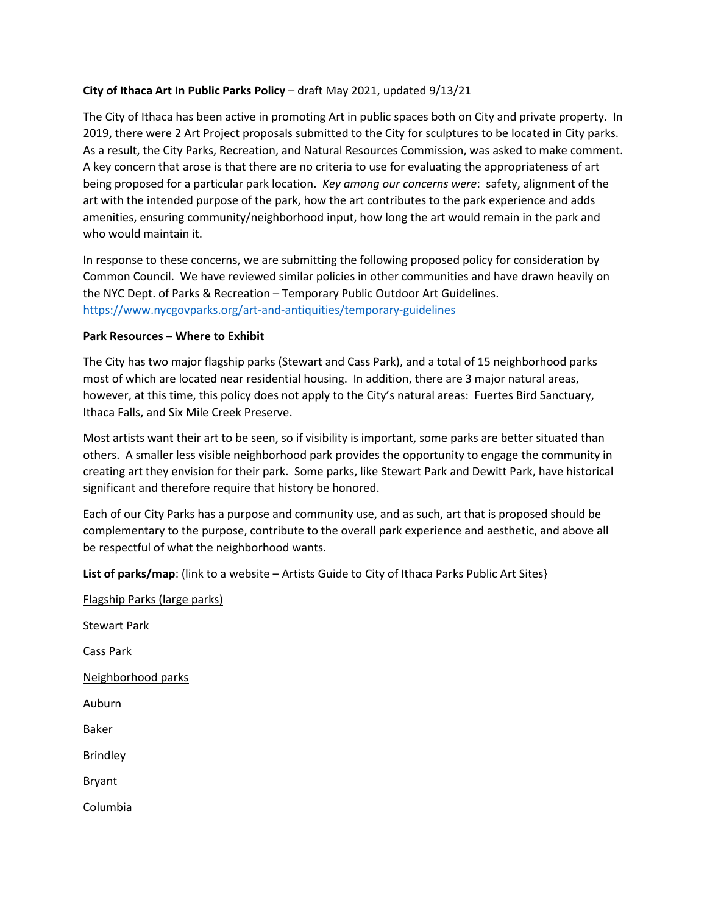**City of Ithaca Art In Public Parks Policy** – draft May 2021, updated 9/13/21

The City of Ithaca has been active in promoting Art in public spaces both on City and private property. In 2019, there were 2 Art Project proposals submitted to the City for sculptures to be located in City parks. As a result, the City Parks, Recreation, and Natural Resources Commission, was asked to make comment. A key concern that arose is that there are no criteria to use for evaluating the appropriateness of art being proposed for a particular park location. *Key among our concerns were*: safety, alignment of the art with the intended purpose of the park, how the art contributes to the park experience and adds amenities, ensuring community/neighborhood input, how long the art would remain in the park and who would maintain it.

In response to these concerns, we are submitting the following proposed policy for consideration by Common Council. We have reviewed similar policies in other communities and have drawn heavily on the NYC Dept. of Parks & Recreation – Temporary Public Outdoor Art Guidelines. https://www.nycgovparks.org/art-and-antiquities/temporary-guidelines

**Park Resources – Where to Exhibit**

The City has two major flagship parks (Stewart and Cass Park), and a total of 15 neighborhood parks most of which are located near residential housing. In addition, there are 3 major natural areas, however, at this time, this policy does not apply to the City's natural areas: Fuertes Bird Sanctuary, Ithaca Falls, and Six Mile Creek Preserve.

Most artists want their art to be seen, so if visibility is important, some parks are better situated than others. A smaller less visible neighborhood park provides the opportunity to engage the community in creating art they envision for their park. Some parks, like Stewart Park and Dewitt Park, have historical significant and therefore require that history be honored.

Each of our City Parks has a purpose and community use, and as such, art that is proposed should be complementary to the purpose, contribute to the overall park experience and aesthetic, and above all be respectful of what the neighborhood wants.

**List of parks/map**: (link to a website – Artists Guide to City of Ithaca Parks Public Art Sites}

<u>Flagship Parks (large parks)</u>

Stewart Park

Cass Park

<u>Neighborhood parks</u>

Auburn

Baker

Brindley

Bryant

Columbia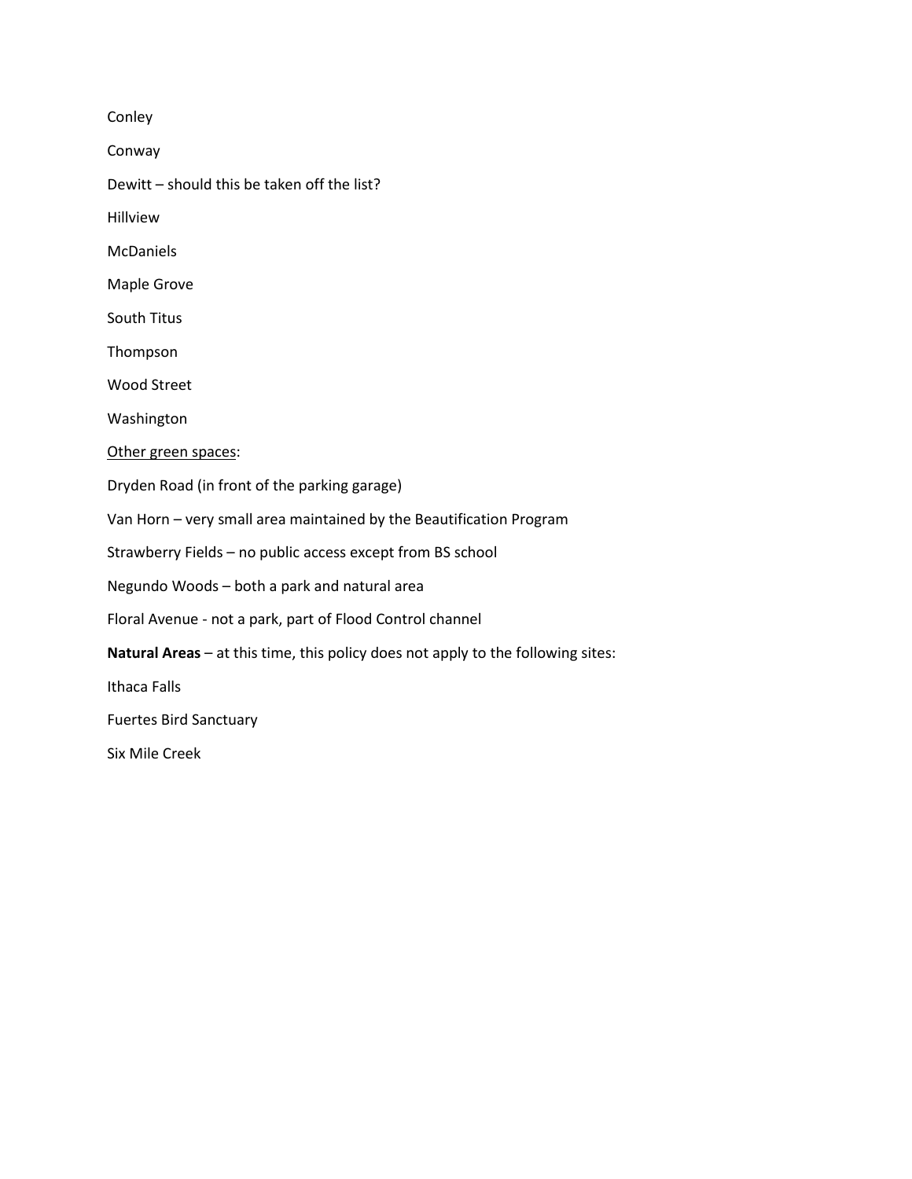Conley

Conway

Dewitt – should this be taken off the list?

Hillview

McDaniels

Maple Grove

South Titus

Thompson

Wood Street

Washington

<u>Other green spaces</u>:

Dryden Road (in front of the parking garage)

Van Horn – very small area maintained by the Beautification Program

Strawberry Fields – no public access except from BS school

Negundo Woods – both a park and natural area

Floral Avenue - not a park, part of Flood Control channel

**Natural Areas** – at this time, this policy does not apply to the following sites:

Ithaca Falls

Fuertes Bird Sanctuary

Six Mile Creek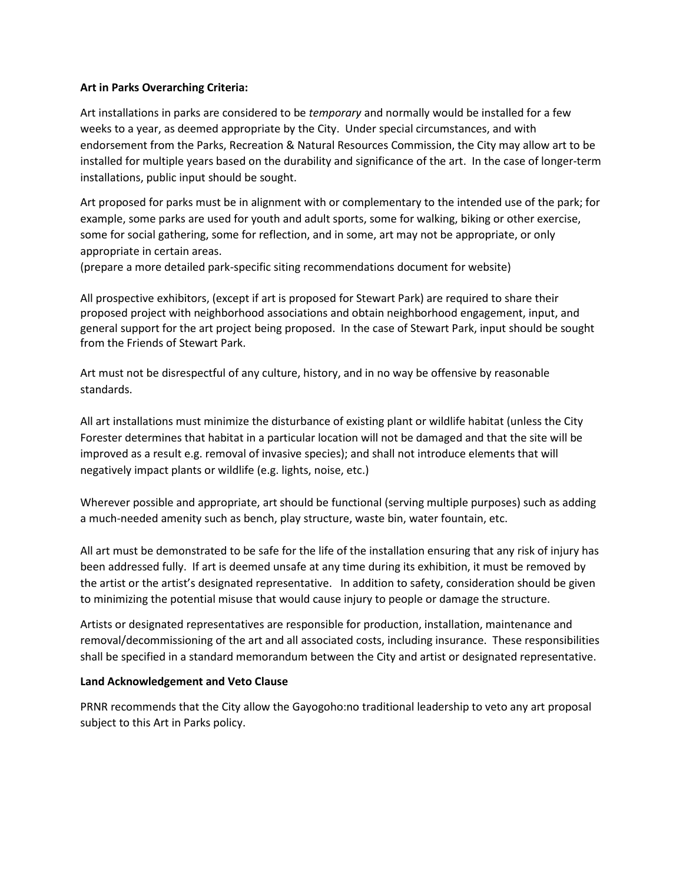**Art in Parks Overarching Criteria:**

Art installations in parks are considered to be *temporary* and normally would be installed for a few weeks to a year, as deemed appropriate by the City. Under special circumstances, and with endorsement from the Parks, Recreation & Natural Resources Commission, the City may allow art to be installed for multiple years based on the durability and significance of the art. In the case of longer-term installations, public input should be sought.

Art proposed for parks must be in alignment with or complementary to the intended use of the park; for example, some parks are used for youth and adult sports, some for walking, biking or other exercise, some for social gathering, some for reflection, and in some, art may not be appropriate, or only appropriate in certain areas.
(prepare a more detailed park-specific siting recommendations document for website)

All prospective exhibitors, (except if art is proposed for Stewart Park) are required to share their proposed project with neighborhood associations and obtain neighborhood engagement, input, and general support for the art project being proposed. In the case of Stewart Park, input should be sought from the Friends of Stewart Park.

Art must not be disrespectful of any culture, history, and in no way be offensive by reasonable standards.

All art installations must minimize the disturbance of existing plant or wildlife habitat (unless the City Forester determines that habitat in a particular location will not be damaged and that the site will be improved as a result e.g. removal of invasive species); and shall not introduce elements that will negatively impact plants or wildlife (e.g. lights, noise, etc.)

Wherever possible and appropriate, art should be functional (serving multiple purposes) such as adding a much-needed amenity such as bench, play structure, waste bin, water fountain, etc.

All art must be demonstrated to be safe for the life of the installation ensuring that any risk of injury has been addressed fully. If art is deemed unsafe at any time during its exhibition, it must be removed by the artist or the artist's designated representative. In addition to safety, consideration should be given to minimizing the potential misuse that would cause injury to people or damage the structure.

Artists or designated representatives are responsible for production, installation, maintenance and removal/decommissioning of the art and all associated costs, including insurance. These responsibilities shall be specified in a standard memorandum between the City and artist or designated representative.

**Land Acknowledgement and Veto Clause**

PRNR recommends that the City allow the Gayogoho:no traditional leadership to veto any art proposal subject to this Art in Parks policy.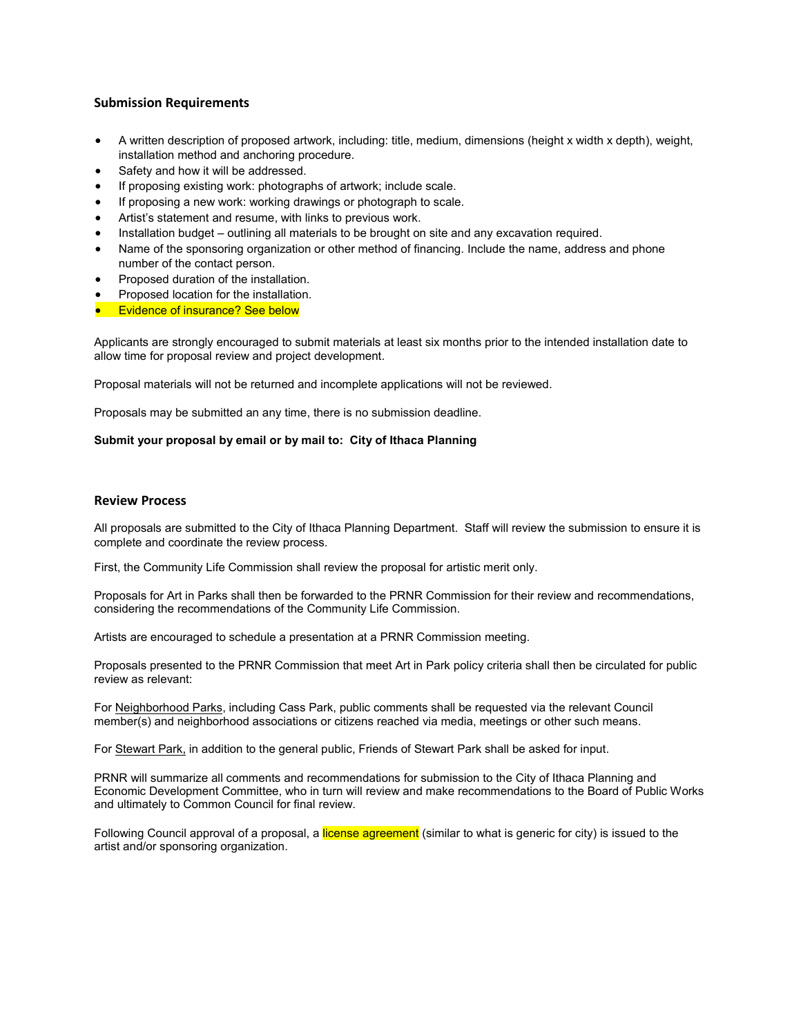## Submission Requirements

- A written description of proposed artwork, including: title, medium, dimensions (height x width x depth), weight, installation method and anchoring procedure.
- Safety and how it will be addressed.
- If proposing existing work: photographs of artwork; include scale.
- If proposing a new work: working drawings or photograph to scale.
- Artist's statement and resume, with links to previous work.
- Installation budget – outlining all materials to be brought on site and any excavation required.
- Name of the sponsoring organization or other method of financing. Include the name, address and phone number of the contact person.
- Proposed duration of the installation.
- Proposed location for the installation.
- Evidence of insurance? See below

Applicants are strongly encouraged to submit materials at least six months prior to the intended installation date to allow time for proposal review and project development.

Proposal materials will not be returned and incomplete applications will not be reviewed.

Proposals may be submitted an any time, there is no submission deadline.

**Submit your proposal by email or by mail to: City of Ithaca Planning**

## Review Process

All proposals are submitted to the City of Ithaca Planning Department. Staff will review the submission to ensure it is complete and coordinate the review process.

First, the Community Life Commission shall review the proposal for artistic merit only.

Proposals for Art in Parks shall then be forwarded to the PRNR Commission for their review and recommendations, considering the recommendations of the Community Life Commission.

Artists are encouraged to schedule a presentation at a PRNR Commission meeting.

Proposals presented to the PRNR Commission that meet Art in Park policy criteria shall then be circulated for public review as relevant:

For Neighborhood Parks, including Cass Park, public comments shall be requested via the relevant Council member(s) and neighborhood associations or citizens reached via media, meetings or other such means.

For Stewart Park, in addition to the general public, Friends of Stewart Park shall be asked for input.

PRNR will summarize all comments and recommendations for submission to the City of Ithaca Planning and Economic Development Committee, who in turn will review and make recommendations to the Board of Public Works and ultimately to Common Council for final review.

Following Council approval of a proposal, a license agreement (similar to what is generic for city) is issued to the artist and/or sponsoring organization.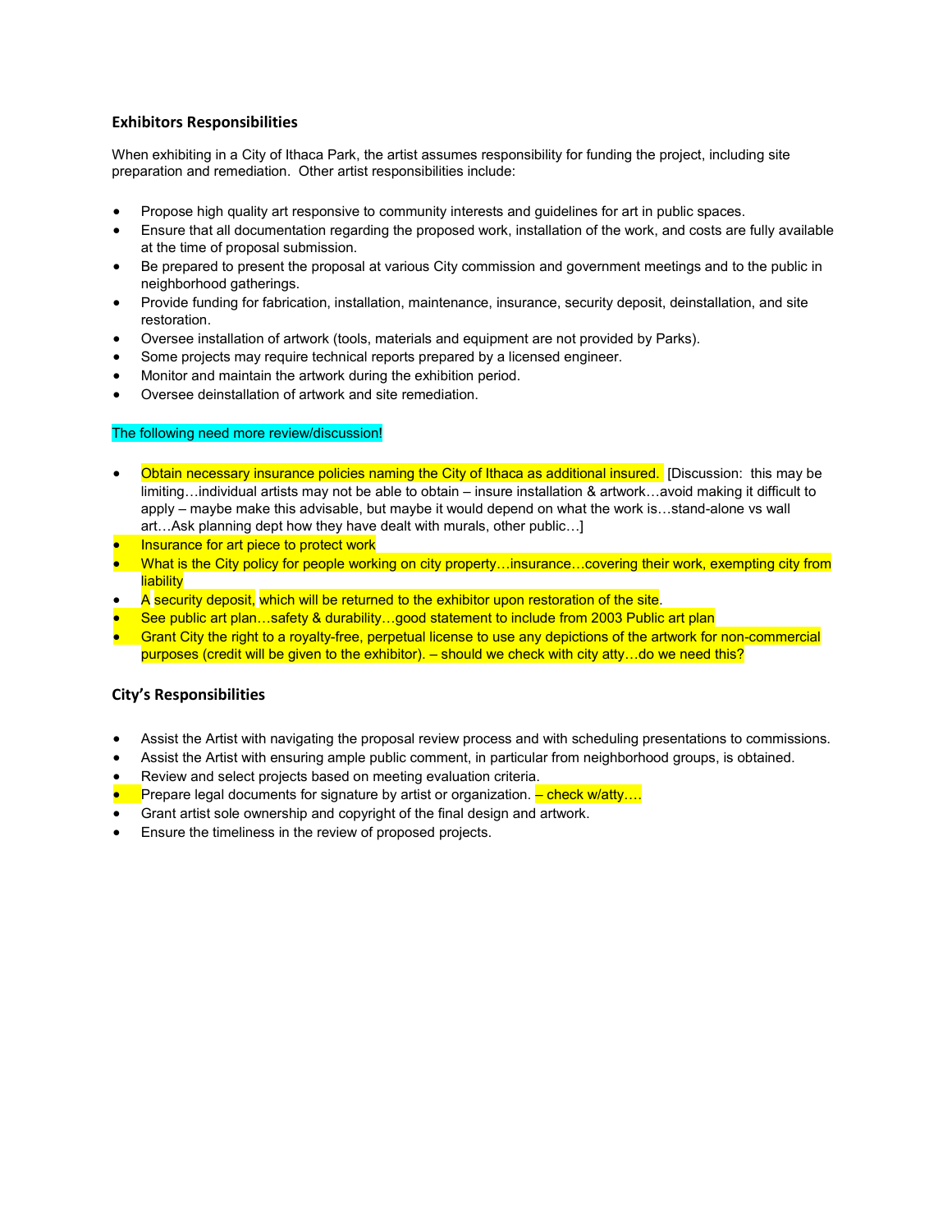### Exhibitors Responsibilities

When exhibiting in a City of Ithaca Park, the artist assumes responsibility for funding the project, including site preparation and remediation. Other artist responsibilities include:

- Propose high quality art responsive to community interests and guidelines for art in public spaces.
- Ensure that all documentation regarding the proposed work, installation of the work, and costs are fully available at the time of proposal submission.
- Be prepared to present the proposal at various City commission and government meetings and to the public in neighborhood gatherings.
- Provide funding for fabrication, installation, maintenance, insurance, security deposit, deinstallation, and site restoration.
- Oversee installation of artwork (tools, materials and equipment are not provided by Parks).
- Some projects may require technical reports prepared by a licensed engineer.
- Monitor and maintain the artwork during the exhibition period.
- Oversee deinstallation of artwork and site remediation.

The following need more review/discussion!

- Obtain necessary insurance policies naming the City of Ithaca as additional insured. [Discussion: this may be limiting…individual artists may not be able to obtain – insure installation & artwork…avoid making it difficult to apply – maybe make this advisable, but maybe it would depend on what the work is…stand-alone vs wall art…Ask planning dept how they have dealt with murals, other public…]
- Insurance for art piece to protect work
- What is the City policy for people working on city property…insurance…covering their work, exempting city from liability
- A security deposit, which will be returned to the exhibitor upon restoration of the site.
- See public art plan…safety & durability…good statement to include from 2003 Public art plan
- Grant City the right to a royalty-free, perpetual license to use any depictions of the artwork for non-commercial purposes (credit will be given to the exhibitor). – should we check with city atty…do we need this?

### City's Responsibilities

- Assist the Artist with navigating the proposal review process and with scheduling presentations to commissions.
- Assist the Artist with ensuring ample public comment, in particular from neighborhood groups, is obtained.
- Review and select projects based on meeting evaluation criteria.
- Prepare legal documents for signature by artist or organization. – check w/atty….
- Grant artist sole ownership and copyright of the final design and artwork.
- Ensure the timeliness in the review of proposed projects.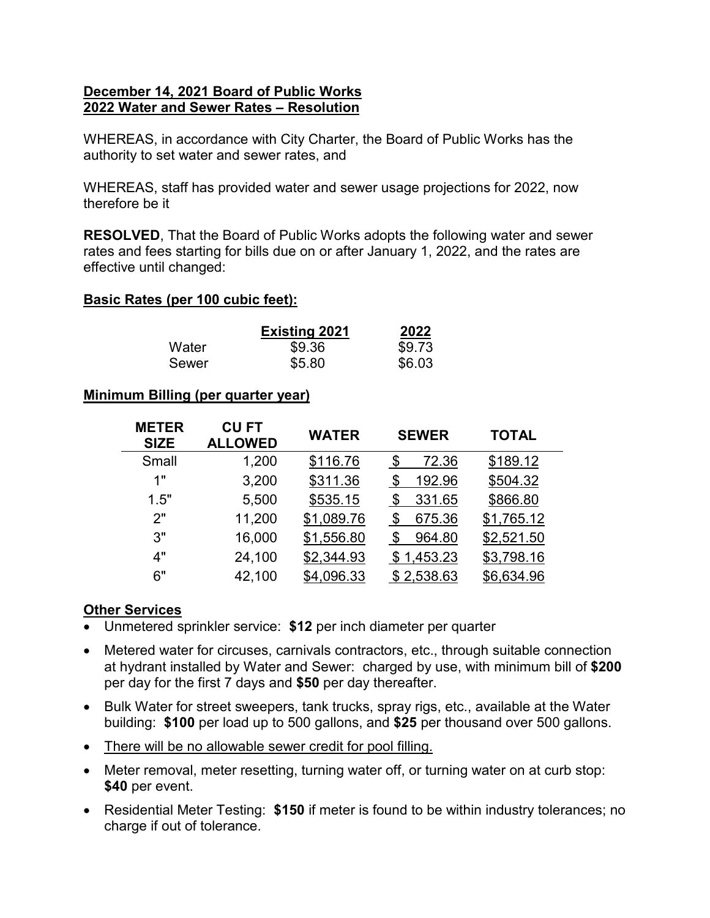**December 14, 2021 Board of Public Works**
**2022 Water and Sewer Rates – Resolution**

WHEREAS, in accordance with City Charter, the Board of Public Works has the authority to set water and sewer rates, and

WHEREAS, staff has provided water and sewer usage projections for 2022, now therefore be it

**RESOLVED**, That the Board of Public Works adopts the following water and sewer rates and fees starting for bills due on or after January 1, 2022, and the rates are effective until changed:

**Basic Rates (per 100 cubic feet):**

| | Existing 2021 | 2022 |
|---|---|---|
| Water | $9.36 | $9.73 |
| Sewer | $5.80 | $6.03 |

**Minimum Billing (per quarter year)**

| METER SIZE | CU FT ALLOWED | WATER | SEWER | TOTAL |
|---|---|---|---|---|
| Small | 1,200 | $116.76 | $ 72.36 | $189.12 |
| 1" | 3,200 | $311.36 | $ 192.96 | $504.32 |
| 1.5" | 5,500 | $535.15 | $ 331.65 | $866.80 |
| 2" | 11,200 | $1,089.76 | $ 675.36 | $1,765.12 |
| 3" | 16,000 | $1,556.80 | $ 964.80 | $2,521.50 |
| 4" | 24,100 | $2,344.93 | $ 1,453.23 | $3,798.16 |
| 6" | 42,100 | $4,096.33 | $ 2,538.63 | $6,634.96 |

**Other Services**

- Unmetered sprinkler service: **$12** per inch diameter per quarter
- Metered water for circuses, carnivals contractors, etc., through suitable connection at hydrant installed by Water and Sewer: charged by use, with minimum bill of **$200** per day for the first 7 days and **$50** per day thereafter.
- Bulk Water for street sweepers, tank trucks, spray rigs, etc., available at the Water building: **$100** per load up to 500 gallons, and **$25** per thousand over 500 gallons.
- There will be no allowable sewer credit for pool filling.
- Meter removal, meter resetting, turning water off, or turning water on at curb stop: **$40** per event.
- Residential Meter Testing: **$150** if meter is found to be within industry tolerances; no charge if out of tolerance.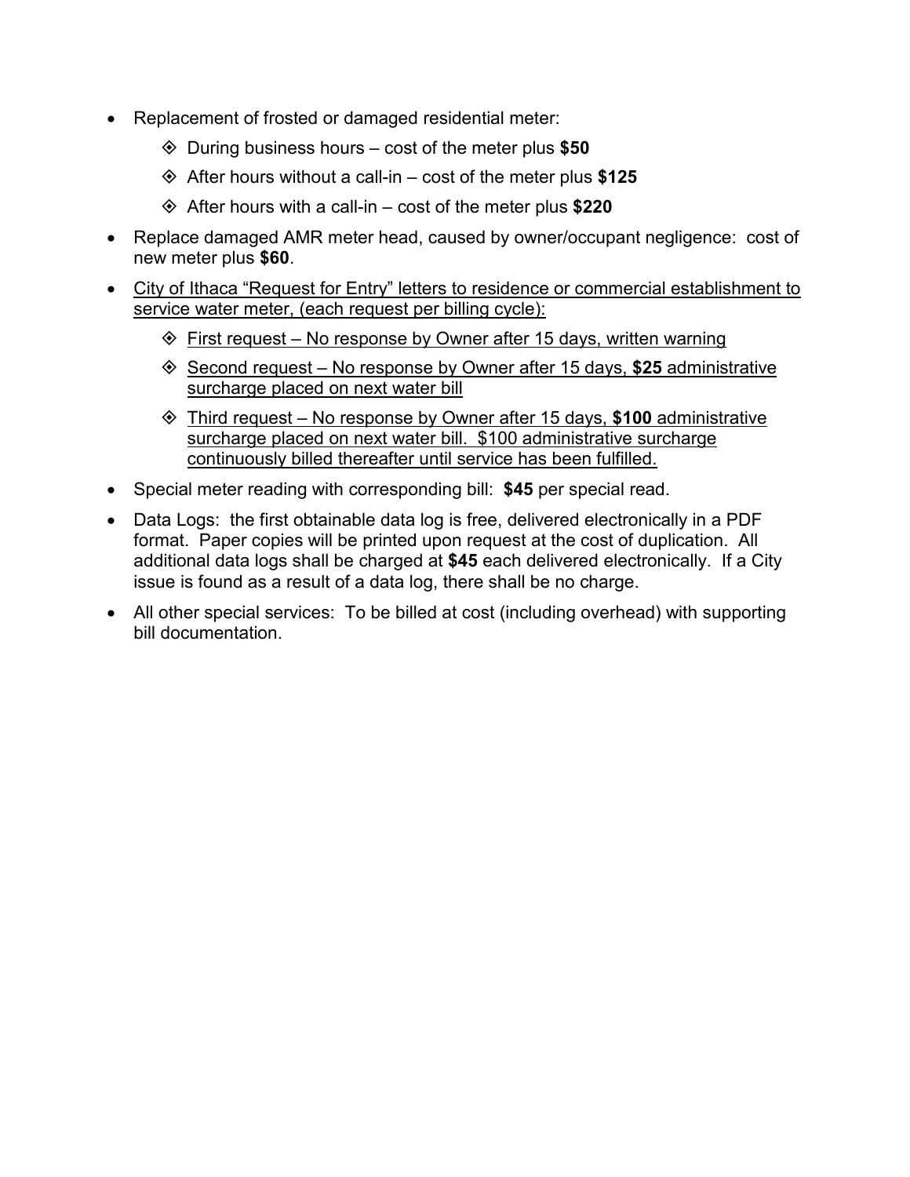- Replacement of frosted or damaged residential meter:
  - During business hours – cost of the meter plus **$50**
  - After hours without a call-in – cost of the meter plus **$125**
  - After hours with a call-in – cost of the meter plus **$220**
- Replace damaged AMR meter head, caused by owner/occupant negligence: cost of new meter plus **$60**.
- <u>City of Ithaca "Request for Entry" letters to residence or commercial establishment to service water meter, (each request per billing cycle):</u>
  - <u>First request – No response by Owner after 15 days, written warning</u>
  - <u>Second request – No response by Owner after 15 days, **$25** administrative surcharge placed on next water bill</u>
  - <u>Third request – No response by Owner after 15 days, **$100** administrative surcharge placed on next water bill. $100 administrative surcharge continuously billed thereafter until service has been fulfilled.</u>
- Special meter reading with corresponding bill: **$45** per special read.
- Data Logs: the first obtainable data log is free, delivered electronically in a PDF format. Paper copies will be printed upon request at the cost of duplication. All additional data logs shall be charged at **$45** each delivered electronically. If a City issue is found as a result of a data log, there shall be no charge.
- All other special services: To be billed at cost (including overhead) with supporting bill documentation.